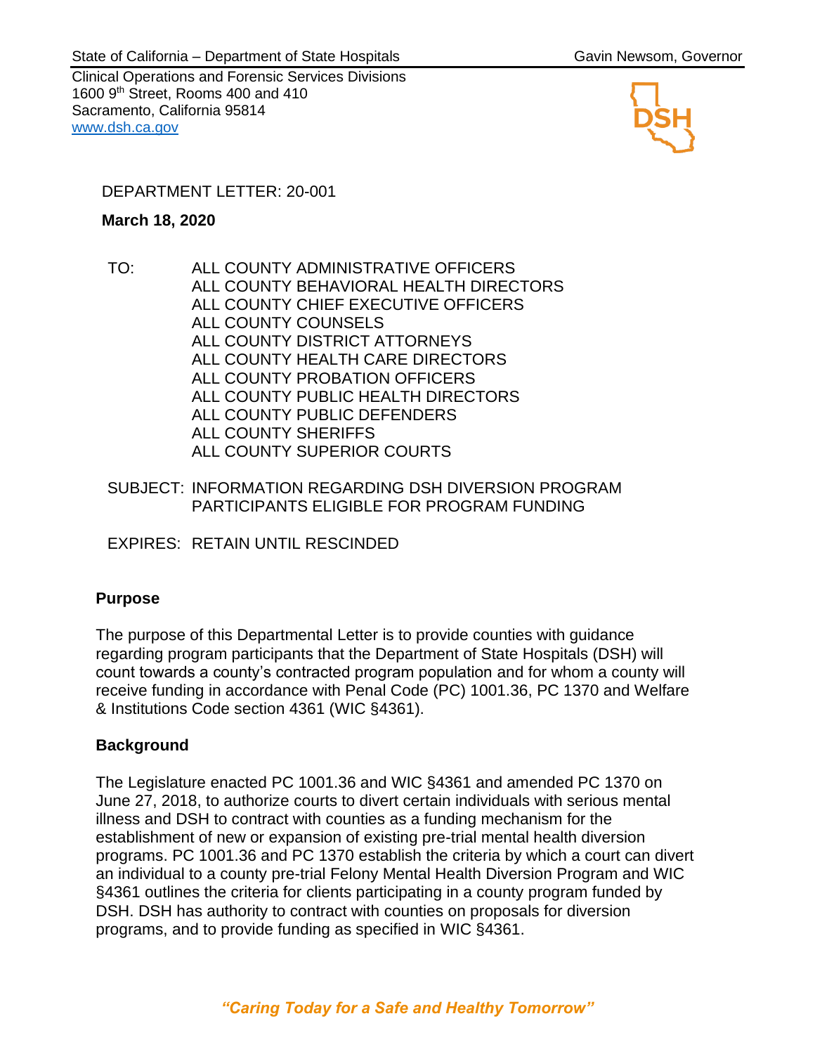State of California – Department of State Hospitals | Gavin Newsom, Governor

Clinical Operations and Forensic Services Divisions
1600 9th Street, Rooms 400 and 410
Sacramento, California 95814
www.dsh.ca.gov

DEPARTMENT LETTER: 20-001

**March 18, 2020**

TO: ALL COUNTY ADMINISTRATIVE OFFICERS
ALL COUNTY BEHAVIORAL HEALTH DIRECTORS
ALL COUNTY CHIEF EXECUTIVE OFFICERS
ALL COUNTY COUNSELS
ALL COUNTY DISTRICT ATTORNEYS
ALL COUNTY HEALTH CARE DIRECTORS
ALL COUNTY PROBATION OFFICERS
ALL COUNTY PUBLIC HEALTH DIRECTORS
ALL COUNTY PUBLIC DEFENDERS
ALL COUNTY SHERIFFS
ALL COUNTY SUPERIOR COURTS

SUBJECT: INFORMATION REGARDING DSH DIVERSION PROGRAM PARTICIPANTS ELIGIBLE FOR PROGRAM FUNDING

EXPIRES: RETAIN UNTIL RESCINDED

## Purpose

The purpose of this Departmental Letter is to provide counties with guidance regarding program participants that the Department of State Hospitals (DSH) will count towards a county's contracted program population and for whom a county will receive funding in accordance with Penal Code (PC) 1001.36, PC 1370 and Welfare & Institutions Code section 4361 (WIC §4361).

## Background

The Legislature enacted PC 1001.36 and WIC §4361 and amended PC 1370 on June 27, 2018, to authorize courts to divert certain individuals with serious mental illness and DSH to contract with counties as a funding mechanism for the establishment of new or expansion of existing pre-trial mental health diversion programs. PC 1001.36 and PC 1370 establish the criteria by which a court can divert an individual to a county pre-trial Felony Mental Health Diversion Program and WIC §4361 outlines the criteria for clients participating in a county program funded by DSH. DSH has authority to contract with counties on proposals for diversion programs, and to provide funding as specified in WIC §4361.

*"Caring Today for a Safe and Healthy Tomorrow"*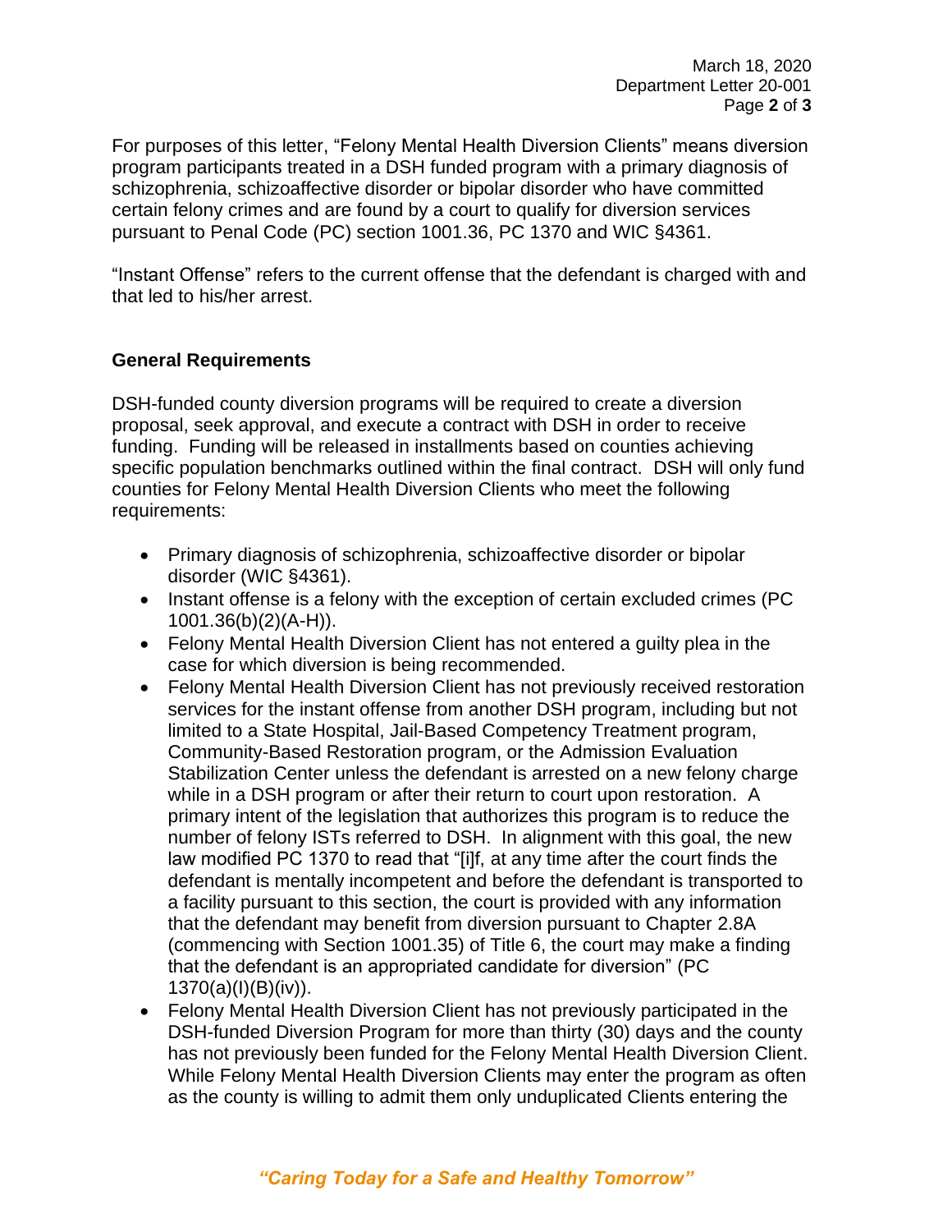For purposes of this letter, "Felony Mental Health Diversion Clients" means diversion program participants treated in a DSH funded program with a primary diagnosis of schizophrenia, schizoaffective disorder or bipolar disorder who have committed certain felony crimes and are found by a court to qualify for diversion services pursuant to Penal Code (PC) section 1001.36, PC 1370 and WIC §4361.

"Instant Offense" refers to the current offense that the defendant is charged with and that led to his/her arrest.

**General Requirements**

DSH-funded county diversion programs will be required to create a diversion proposal, seek approval, and execute a contract with DSH in order to receive funding. Funding will be released in installments based on counties achieving specific population benchmarks outlined within the final contract. DSH will only fund counties for Felony Mental Health Diversion Clients who meet the following requirements:

- Primary diagnosis of schizophrenia, schizoaffective disorder or bipolar disorder (WIC §4361).
- Instant offense is a felony with the exception of certain excluded crimes (PC 1001.36(b)(2)(A-H)).
- Felony Mental Health Diversion Client has not entered a guilty plea in the case for which diversion is being recommended.
- Felony Mental Health Diversion Client has not previously received restoration services for the instant offense from another DSH program, including but not limited to a State Hospital, Jail-Based Competency Treatment program, Community-Based Restoration program, or the Admission Evaluation Stabilization Center unless the defendant is arrested on a new felony charge while in a DSH program or after their return to court upon restoration. A primary intent of the legislation that authorizes this program is to reduce the number of felony ISTs referred to DSH. In alignment with this goal, the new law modified PC 1370 to read that "[i]f, at any time after the court finds the defendant is mentally incompetent and before the defendant is transported to a facility pursuant to this section, the court is provided with any information that the defendant may benefit from diversion pursuant to Chapter 2.8A (commencing with Section 1001.35) of Title 6, the court may make a finding that the defendant is an appropriated candidate for diversion" (PC 1370(a)(I)(B)(iv)).
- Felony Mental Health Diversion Client has not previously participated in the DSH-funded Diversion Program for more than thirty (30) days and the county has not previously been funded for the Felony Mental Health Diversion Client. While Felony Mental Health Diversion Clients may enter the program as often as the county is willing to admit them only unduplicated Clients entering the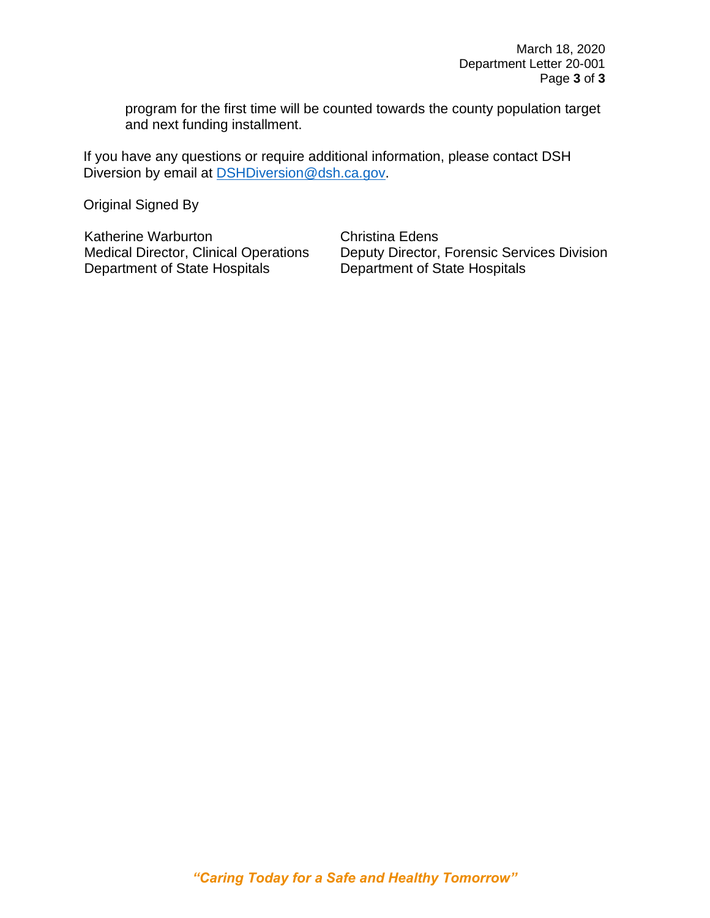program for the first time will be counted towards the county population target and next funding installment.

If you have any questions or require additional information, please contact DSH Diversion by email at DSHDiversion@dsh.ca.gov.

Original Signed By

Katherine Warburton
Medical Director, Clinical Operations
Department of State Hospitals

Christina Edens
Deputy Director, Forensic Services Division
Department of State Hospitals